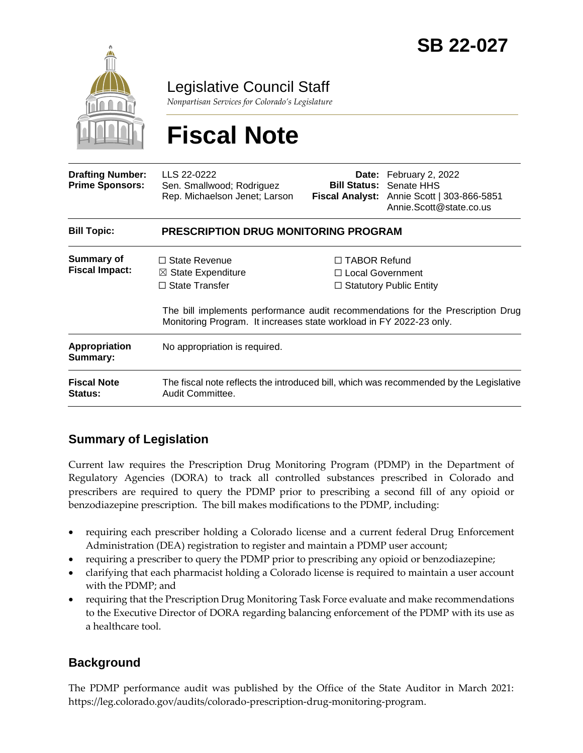# SB 22-027

Legislative Council Staff

*Nonpartisan Services for Colorado's Legislature*

# Fiscal Note

| | | | |
|---|---|---|---|
| **Drafting Number:** | LLS 22-0222 | **Date:** | February 2, 2022 |
| **Prime Sponsors:** | Sen. Smallwood; Rodriguez<br>Rep. Michaelson Jenet; Larson | **Bill Status:** | Senate HHS |
| | | **Fiscal Analyst:** | Annie Scott \| 303-866-5851<br>Annie.Scott@state.co.us |

| | |
|---|---|
| **Bill Topic:** | **PRESCRIPTION DRUG MONITORING PROGRAM** |
| **Summary of Fiscal Impact:** | ☐ State Revenue ☒ State Expenditure ☐ State Transfer ☐ TABOR Refund ☐ Local Government ☐ Statutory Public Entity<br><br>The bill implements performance audit recommendations for the Prescription Drug Monitoring Program. It increases state workload in FY 2022-23 only. |
| **Appropriation Summary:** | No appropriation is required. |
| **Fiscal Note Status:** | The fiscal note reflects the introduced bill, which was recommended by the Legislative Audit Committee. |

## Summary of Legislation

Current law requires the Prescription Drug Monitoring Program (PDMP) in the Department of Regulatory Agencies (DORA) to track all controlled substances prescribed in Colorado and prescribers are required to query the PDMP prior to prescribing a second fill of any opioid or benzodiazepine prescription. The bill makes modifications to the PDMP, including:

- requiring each prescriber holding a Colorado license and a current federal Drug Enforcement Administration (DEA) registration to register and maintain a PDMP user account;
- requiring a prescriber to query the PDMP prior to prescribing any opioid or benzodiazepine;
- clarifying that each pharmacist holding a Colorado license is required to maintain a user account with the PDMP; and
- requiring that the Prescription Drug Monitoring Task Force evaluate and make recommendations to the Executive Director of DORA regarding balancing enforcement of the PDMP with its use as a healthcare tool.

## Background

The PDMP performance audit was published by the Office of the State Auditor in March 2021: https://leg.colorado.gov/audits/colorado-prescription-drug-monitoring-program.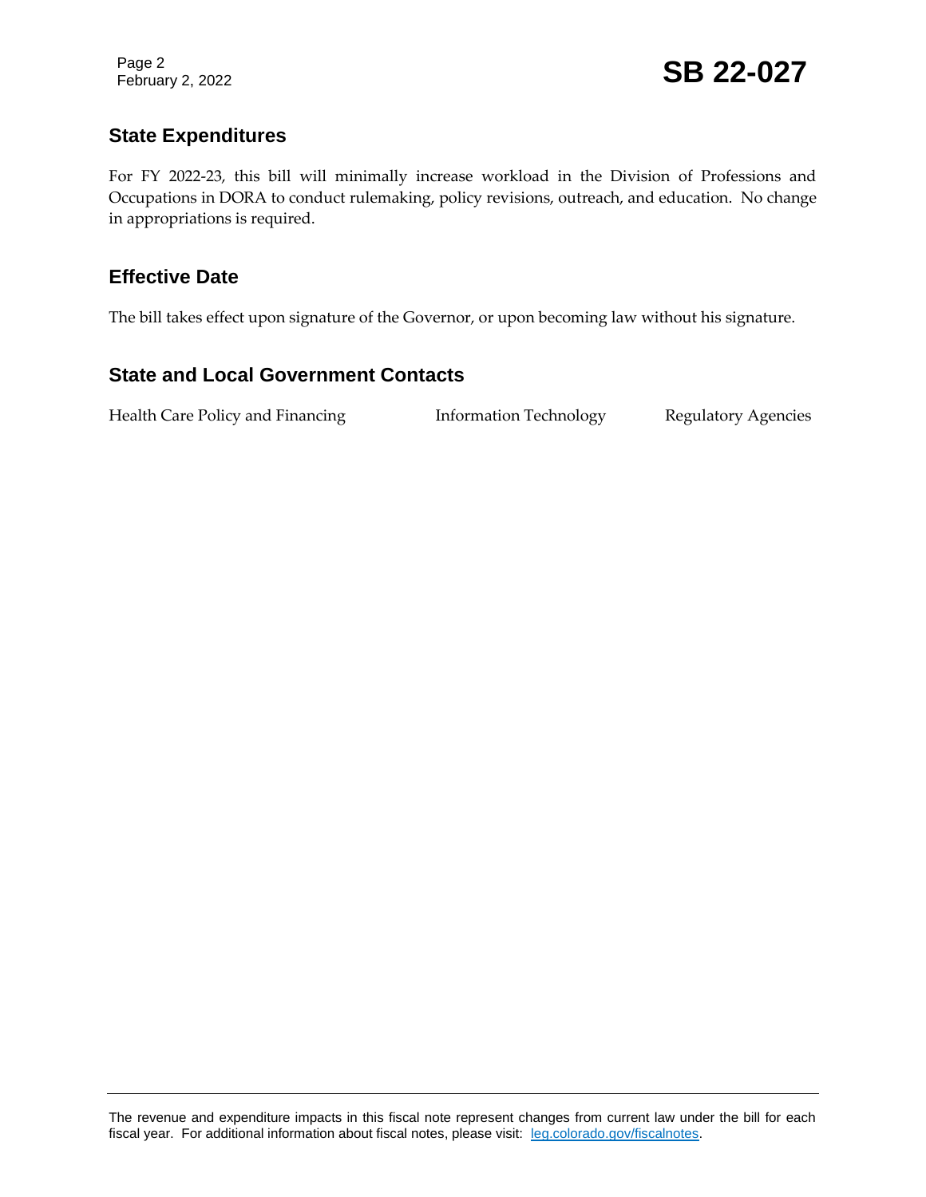## State Expenditures

For FY 2022-23, this bill will minimally increase workload in the Division of Professions and Occupations in DORA to conduct rulemaking, policy revisions, outreach, and education. No change in appropriations is required.

## Effective Date

The bill takes effect upon signature of the Governor, or upon becoming law without his signature.

## State and Local Government Contacts

Health Care Policy and Financing    Information Technology    Regulatory Agencies

The revenue and expenditure impacts in this fiscal note represent changes from current law under the bill for each fiscal year. For additional information about fiscal notes, please visit: leg.colorado.gov/fiscalnotes.